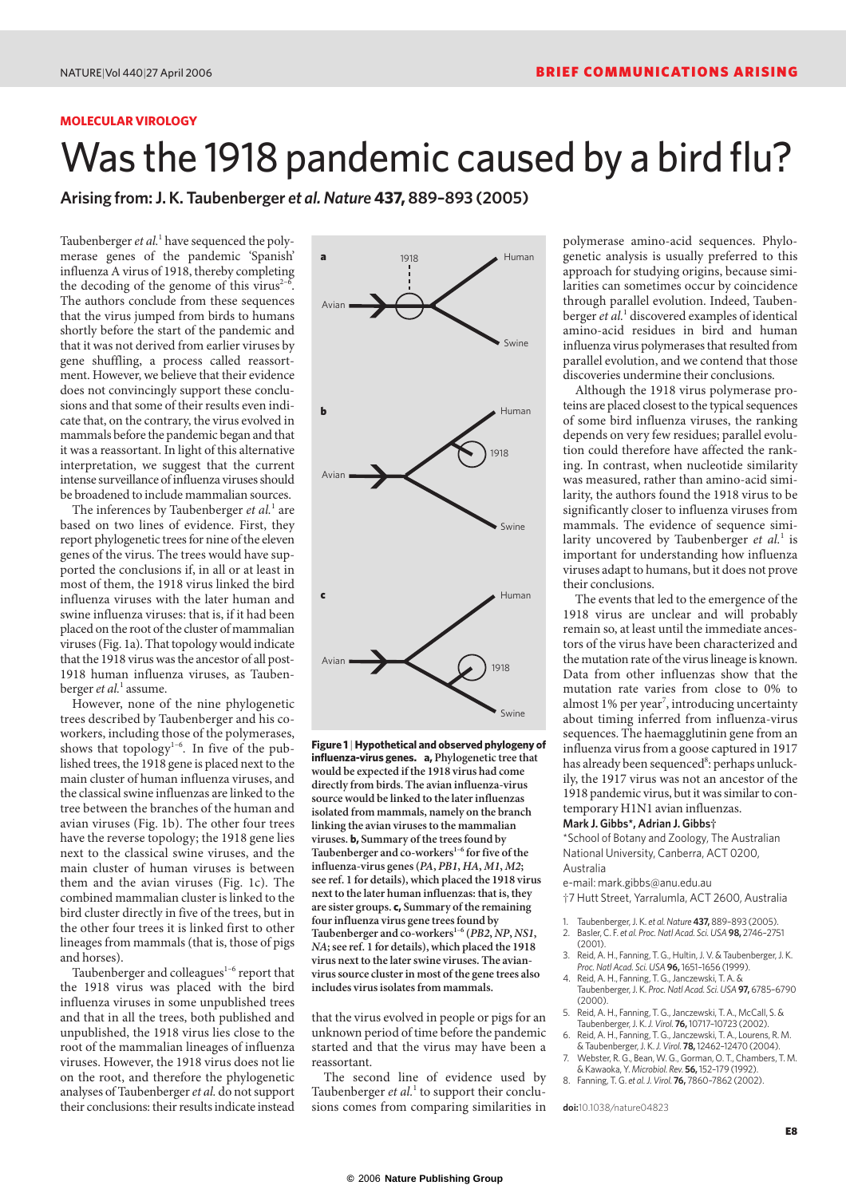MOLECULAR VIROLOGY

# Was the 1918 pandemic caused by a bird flu?

**Arising from: J. K. Taubenberger *et al. Nature* 437, 889–893 (2005)**

Taubenberger *et al.*[1] have sequenced the polymerase genes of the pandemic 'Spanish' influenza A virus of 1918, thereby completing the decoding of the genome of this virus[2–6]. The authors conclude from these sequences that the virus jumped from birds to humans shortly before the start of the pandemic and that it was not derived from earlier viruses by gene shuffling, a process called reassortment. However, we believe that their evidence does not convincingly support these conclusions and that some of their results even indicate that, on the contrary, the virus evolved in mammals before the pandemic began and that it was a reassortant. In light of this alternative interpretation, we suggest that the current intense surveillance of influenza viruses should be broadened to include mammalian sources.

The inferences by Taubenberger *et al.*[1] are based on two lines of evidence. First, they report phylogenetic trees for nine of the eleven genes of the virus. The trees would have supported the conclusions if, in all or at least in most of them, the 1918 virus linked the bird influenza viruses with the later human and swine influenza viruses: that is, if it had been placed on the root of the cluster of mammalian viruses (Fig. 1a). That topology would indicate that the 1918 virus was the ancestor of all post-1918 human influenza viruses, as Taubenberger *et al.*[1] assume.

However, none of the nine phylogenetic trees described by Taubenberger and his co-workers, including those of the polymerases, shows that topology[1–6]. In five of the published trees, the 1918 gene is placed next to the main cluster of human influenza viruses, and the classical swine influenzas are linked to the tree between the branches of the human and avian viruses (Fig. 1b). The other four trees have the reverse topology; the 1918 gene lies next to the classical swine viruses, and the main cluster of human viruses is between them and the avian viruses (Fig. 1c). The combined mammalian cluster is linked to the bird cluster directly in five of the trees, but in the other four trees it is linked first to other lineages from mammals (that is, those of pigs and horses).

Taubenberger and colleagues[1–6] report that the 1918 virus was placed with the bird influenza viruses in some unpublished trees and that in all the trees, both published and unpublished, the 1918 virus lies close to the root of the mammalian lineages of influenza viruses. However, the 1918 virus does not lie on the root, and therefore the phylogenetic analyses of Taubenberger *et al.* do not support their conclusions: their results indicate instead that the virus evolved in people or pigs for an unknown period of time before the pandemic started and that the virus may have been a reassortant.

**Figure 1 | Hypothetical and observed phylogeny of influenza-virus genes.** **a,** Phylogenetic tree that would be expected if the 1918 virus had come directly from birds. The avian influenza-virus source would be linked to the later influenzas isolated from mammals, namely on the branch linking the avian viruses to the mammalian viruses. **b,** Summary of the trees found by Taubenberger and co-workers[1–6] for five of the influenza-virus genes (*PA*, *PB1*, *HA*, *M1*, *M2*; see ref. 1 for details), which placed the 1918 virus next to the later human influenzas: that is, they are sister groups. **c,** Summary of the remaining four influenza virus gene trees found by Taubenberger and co-workers[1–6] (*PB2*, *NP*, *NS1*, *NA*; see ref. 1 for details), which placed the 1918 virus next to the later swine viruses. The avian-virus source cluster in most of the gene trees also includes virus isolates from mammals.

The second line of evidence used by Taubenberger *et al.*[1] to support their conclusions comes from comparing similarities in polymerase amino-acid sequences. Phylogenetic analysis is usually preferred to this approach for studying origins, because similarities can sometimes occur by coincidence through parallel evolution. Indeed, Taubenberger *et al.*[1] discovered examples of identical amino-acid residues in bird and human influenza virus polymerases that resulted from parallel evolution, and we contend that those discoveries undermine their conclusions.

Although the 1918 virus polymerase proteins are placed closest to the typical sequences of some bird influenza viruses, the ranking depends on very few residues; parallel evolution could therefore have affected the ranking. In contrast, when nucleotide similarity was measured, rather than amino-acid similarity, the authors found the 1918 virus to be significantly closer to influenza viruses from mammals. The evidence of sequence similarity uncovered by Taubenberger *et al.*[1] is important for understanding how influenza viruses adapt to humans, but it does not prove their conclusions.

The events that led to the emergence of the 1918 virus are unclear and will probably remain so, at least until the immediate ancestors of the virus have been characterized and the mutation rate of the virus lineage is known. Data from other influenzas show that the mutation rate varies from close to 0% to almost 1% per year[7], introducing uncertainty about timing inferred from influenza-virus sequences. The haemagglutinin gene from an influenza virus from a goose captured in 1917 has already been sequenced[8]: perhaps unluckily, the 1917 virus was not an ancestor of the 1918 pandemic virus, but it was similar to contemporary H1N1 avian influenzas.

**Mark J. Gibbs\*, Adrian J. Gibbs†**

\*School of Botany and Zoology, The Australian National University, Canberra, ACT 0200, Australia

e-mail: mark.gibbs@anu.edu.au

†7 Hutt Street, Yarralumla, ACT 2600, Australia

1. Taubenberger, J. K. *et al. Nature* **437,** 889–893 (2005).
2. Basler, C. F. *et al. Proc. Natl Acad. Sci. USA* **98,** 2746–2751 (2001).
3. Reid, A. H., Fanning, T. G., Hultin, J. V. & Taubenberger, J. K. *Proc. Natl Acad. Sci. USA* **96,** 1651–1656 (1999).
4. Reid, A. H., Fanning, T. G., Janczewski, T. A. & Taubenberger, J. K. *Proc. Natl Acad. Sci. USA* **97,** 6785–6790 (2000).
5. Reid, A. H., Fanning, T. G., Janczewski, T. A., McCall, S. & Taubenberger, J. K. *J. Virol.* **76,** 10717–10723 (2002).
6. Reid, A. H., Fanning, T. G., Janczewski, T. A., Lourens, R. M. & Taubenberger, J. K. *J. Virol.* **78,** 12462–12470 (2004).
7. Webster, R. G., Bean, W. G., Gorman, O. T., Chambers, T. M. & Kawaoka, Y. *Microbiol. Rev.* **56,** 152–179 (1992).
8. Fanning, T. G. *et al. J. Virol.* **76,** 7860–7862 (2002).

**doi:**10.1038/nature04823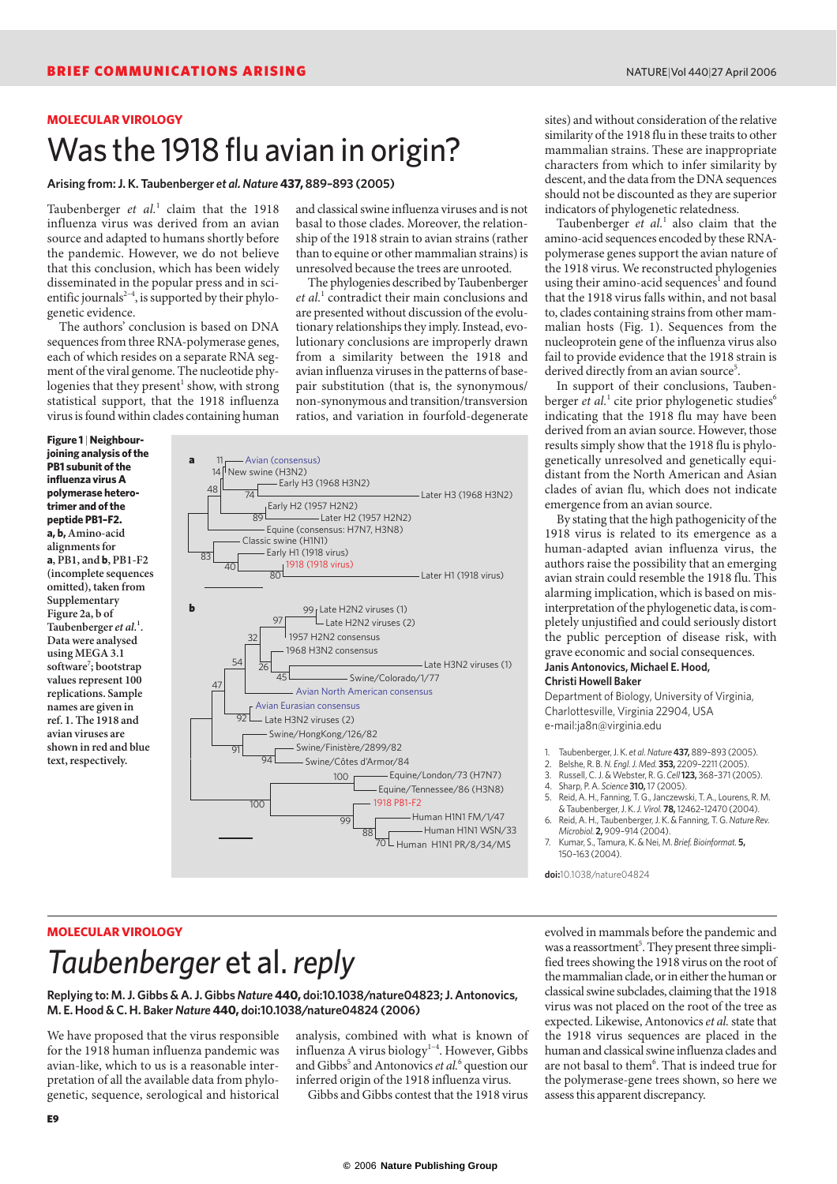## MOLECULAR VIROLOGY

# Was the 1918 flu avian in origin?

**Arising from: J. K. Taubenberger *et al.* *Nature* 437, 889–893 (2005)**

Taubenberger *et al.*[1] claim that the 1918 influenza virus was derived from an avian source and adapted to humans shortly before the pandemic. However, we do not believe that this conclusion, which has been widely disseminated in the popular press and in scientific journals[2–4], is supported by their phylogenetic evidence.

The authors' conclusion is based on DNA sequences from three RNA-polymerase genes, each of which resides on a separate RNA segment of the viral genome. The nucleotide phylogenies that they present[1] show, with strong statistical support, that the 1918 influenza virus is found within clades containing human and classical swine influenza viruses and is not basal to those clades. Moreover, the relationship of the 1918 strain to avian strains (rather than to equine or other mammalian strains) is unresolved because the trees are unrooted.

The phylogenies described by Taubenberger *et al.*[1] contradict their main conclusions and are presented without discussion of the evolutionary relationships they imply. Instead, evolutionary conclusions are improperly drawn from a similarity between the 1918 and avian influenza viruses in the patterns of base-pair substitution (that is, the synonymous/non-synonymous and transition/transversion ratios, and variation in fourfold-degenerate sites) and without consideration of the relative similarity of the 1918 flu in these traits to other mammalian strains. These are inappropriate characters from which to infer similarity by descent, and the data from the DNA sequences should not be discounted as they are superior indicators of phylogenetic relatedness.

Taubenberger *et al.*[1] also claim that the amino-acid sequences encoded by these RNA-polymerase genes support the avian nature of the 1918 virus. We reconstructed phylogenies using their amino-acid sequences[1] and found that the 1918 virus falls within, and not basal to, clades containing strains from other mammalian hosts (Fig. 1). Sequences from the nucleoprotein gene of the influenza virus also fail to provide evidence that the 1918 strain is derived directly from an avian source[5].

In support of their conclusions, Taubenberger *et al.*[1] cite prior phylogenetic studies[6] indicating that the 1918 flu may have been derived from an avian source. However, those results simply show that the 1918 flu is phylogenetically unresolved and genetically equidistant from the North American and Asian clades of avian flu, which does not indicate emergence from an avian source.

By stating that the high pathogenicity of the 1918 virus is related to its emergence as a human-adapted avian influenza virus, the authors raise the possibility that an emerging avian strain could resemble the 1918 flu. This alarming implication, which is based on misinterpretation of the phylogenetic data, is completely unjustified and could seriously distort the public perception of disease risk, with grave economic and social consequences.

**Janis Antonovics, Michael E. Hood, Christi Howell Baker**
Department of Biology, University of Virginia, Charlottesville, Virginia 22904, USA
e-mail: ja8n@virginia.edu

**Figure 1 | Neighbour-joining analysis of the PB1 subunit of the influenza virus A polymerase heterotrimer and of the peptide PB1-F2.** **a, b,** Amino-acid alignments for **a**, PB1, and **b**, PB1-F2 (incomplete sequences omitted), taken from Supplementary Figure 2a, b of Taubenberger *et al.*[1]. Data were analysed using MEGA 3.1 software[7]; bootstrap values represent 100 replications. Sample names are given in ref. 1. The 1918 and avian viruses are shown in red and blue text, respectively.

1. Taubenberger, J. K. *et al.* *Nature* **437**, 889–893 (2005).
2. Belshe, R. B. *N. Engl. J. Med.* **353**, 2209–2211 (2005).
3. Russell, C. J. & Webster, R. G. *Cell* **123**, 368–371 (2005).
4. Sharp, P. A. *Science* **310**, 17 (2005).
5. Reid, A. H., Fanning, T. G., Janczewski, T. A., Lourens, R. M. & Taubenberger, J. K. *J. Virol.* **78**, 12462–12470 (2004).
6. Reid, A. H., Taubenberger, J. K. & Fanning, T. G. *Nature Rev. Microbiol.* **2**, 909–914 (2004).
7. Kumar, S., Tamura, K. & Nei, M. *Brief. Bioinformat.* **5**, 150–163 (2004).

**doi:**10.1038/nature04824

## MOLECULAR VIROLOGY

# *Taubenberger* et al. *reply*

**Replying to: M. J. Gibbs & A. J. Gibbs *Nature* 440, doi:10.1038/nature04823; J. Antonovics, M. E. Hood & C. H. Baker *Nature* 440, doi:10.1038/nature04824 (2006)**

We have proposed that the virus responsible for the 1918 human influenza pandemic was avian-like, which to us is a reasonable interpretation of all the available data from phylogenetic, sequence, serological and historical analysis, combined with what is known of influenza A virus biology[1–4]. However, Gibbs and Gibbs[5] and Antonovics *et al.*[6] question our inferred origin of the 1918 influenza virus.

Gibbs and Gibbs contest that the 1918 virus evolved in mammals before the pandemic and was a reassortment[5]. They present three simplified trees showing the 1918 virus on the root of the mammalian clade, or in either the human or classical swine subclades, claiming that the 1918 virus was not placed on the root of the tree as expected. Likewise, Antonovics *et al.* state that the 1918 virus sequences are placed in the human and classical swine influenza clades and are not basal to them[6]. That is indeed true for the polymerase-gene trees shown, so here we assess this apparent discrepancy.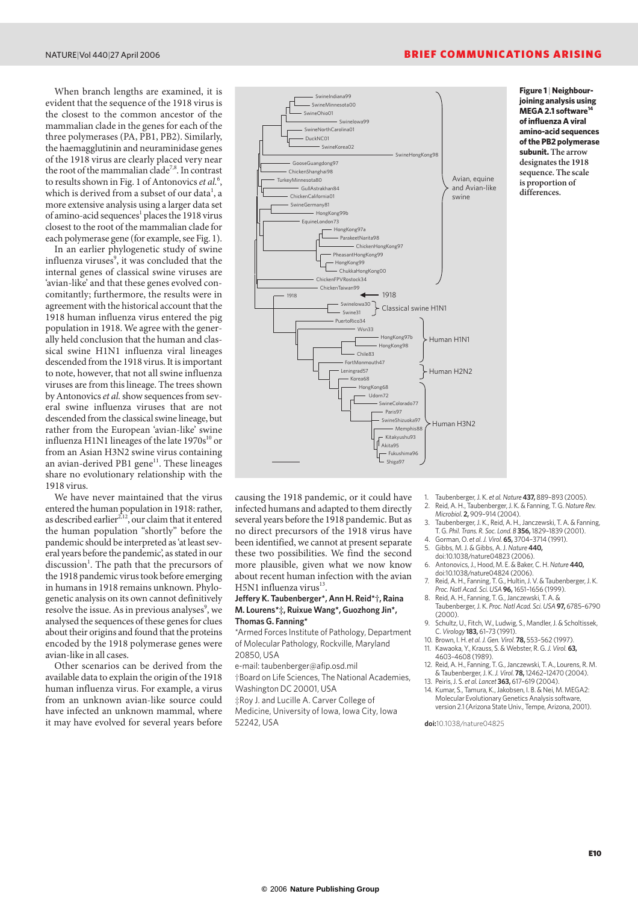When branch lengths are examined, it is evident that the sequence of the 1918 virus is the closest to the common ancestor of the mammalian clade in the genes for each of the three polymerases (PA, PB1, PB2). Similarly, the haemagglutinin and neuraminidase genes of the 1918 virus are clearly placed very near the root of the mammalian clade[7,8]. In contrast to results shown in Fig. 1 of Antonovics *et al.*[6], which is derived from a subset of our data[1], a more extensive analysis using a larger data set of amino-acid sequences[1] places the 1918 virus closest to the root of the mammalian clade for each polymerase gene (for example, see Fig. 1).

In an earlier phylogenetic study of swine influenza viruses[9], it was concluded that the internal genes of classical swine viruses are 'avian-like' and that these genes evolved concomitantly; furthermore, the results were in agreement with the historical account that the 1918 human influenza virus entered the pig population in 1918. We agree with the generally held conclusion that the human and classical swine H1N1 influenza viral lineages descended from the 1918 virus. It is important to note, however, that not all swine influenza viruses are from this lineage. The trees shown by Antonovics *et al.* show sequences from several swine influenza viruses that are not descended from the classical swine lineage, but rather from the European 'avian-like' swine influenza H1N1 lineages of the late 1970s[10] or from an Asian H3N2 swine virus containing an avian-derived PB1 gene[11]. These lineages share no evolutionary relationship with the 1918 virus.

We have never maintained that the virus entered the human population in 1918: rather, as described earlier[2,12], our claim that it entered the human population "shortly" before the pandemic should be interpreted as 'at least several years before the pandemic', as stated in our discussion[1]. The path that the precursors of the 1918 pandemic virus took before emerging in humans in 1918 remains unknown. Phylogenetic analysis on its own cannot definitively resolve the issue. As in previous analyses[9], we analysed the sequences of these genes for clues about their origins and found that the proteins encoded by the 1918 polymerase genes were avian-like in all cases.

Other scenarios can be derived from the available data to explain the origin of the 1918 human influenza virus. For example, a virus from an unknown avian-like source could have infected an unknown mammal, where it may have evolved for several years before causing the 1918 pandemic, or it could have infected humans and adapted to them directly several years before the 1918 pandemic. But as no direct precursors of the 1918 virus have been identified, we cannot at present separate these two possibilities. We find the second more plausible, given what we now know about recent human infection with the avian H5N1 influenza virus[13].

SwineIndiana99
SwineMinnesota00
SwineOhio01
SwineIowa99
SwineNorthCarolina01
DuckNC01
SwineKorea02
SwineHongKong98
GooseGuangdong97
ChickenShanghai98
TurkeyMinnesota80
GullAstrakhan84
ChickenCalifornia01
SwineGermany81
HongKong99b
EquineLondon73
HongKong97a
ParakeetNarita98
ChickenHongKong97
PheasantHongKong99
HongKong99
ChukkaHongKong00
ChickenFPVRostock34
ChickenTaiwan99
Avian, equine and Avian-like swine
1918
1918
SwineIowa30
Swine31
Classical swine H1N1
PuertoRico34
Wsn33
HongKong97b
HongKong98
Chile83
Human H1N1
FortMonmouth47
Leningrad57
Korea68
Human H2N2
HongKong68
Udorn72
SwineColorado77
Paris97
SwineShizuoka97
Memphis88
Kitakyushu93
Akita95
Fukushima96
Shiga97
Human H3N2

**Figure 1 | Neighbour-joining analysis using MEGA 2.1 software[14] of influenza A viral amino-acid sequences of the PB2 polymerase subunit.** The arrow designates the 1918 sequence. The scale is proportion of differences.

**Jeffery K. Taubenberger\*, Ann H. Reid\*†, Raina M. Lourens\*‡, Ruixue Wang\*, Guozhong Jin\*, Thomas G. Fanning\***

\*Armed Forces Institute of Pathology, Department of Molecular Pathology, Rockville, Maryland 20850, USA
e-mail: taubenberger@afip.osd.mil
†Board on Life Sciences, The National Academies, Washington DC 20001, USA
‡Roy J. and Lucille A. Carver College of Medicine, University of Iowa, Iowa City, Iowa 52242, USA

1. Taubenberger, J. K. *et al. Nature* **437,** 889–893 (2005).
2. Reid, A. H., Taubenberger, J. K. & Fanning, T. G. *Nature Rev. Microbiol.* **2,** 909–914 (2004).
3. Taubenberger, J. K., Reid, A. H., Janczewski, T. A. & Fanning, T. G. *Phil. Trans. R. Soc. Lond. B* **356,** 1829–1839 (2001).
4. Gorman, O. *et al. J. Virol.* **65,** 3704–3714 (1991).
5. Gibbs, M. J. & Gibbs, A. J. *Nature* **440,** doi:10.1038/nature04823 (2006).
6. Antonovics, J., Hood, M. E. & Baker, C. H. *Nature* **440,** doi:10.1038/nature04824 (2006).
7. Reid, A. H., Fanning, T. G., Hultin, J. V. & Taubenberger, J. K. *Proc. Natl Acad. Sci. USA* **96,** 1651–1656 (1999).
8. Reid, A. H., Fanning, T. G., Janczewski, T. A. & Taubenberger, J. K. *Proc. Natl Acad. Sci. USA* **97,** 6785–6790 (2000).
9. Schultz, U., Fitch, W., Ludwig, S., Mandler, J. & Scholtissek, C. *Virology* **183,** 61–73 (1991).
10. Brown, I. H. *et al. J. Gen. Virol.* **78,** 553–562 (1997).
11. Kawaoka, Y., Krauss, S. & Webster, R. G. *J. Virol.* **63,** 4603–4608 (1989).
12. Reid, A. H., Fanning, T. G., Janczewski, T. A., Lourens, R. M. & Taubenberger, J. K. *J. Virol.* **78,** 12462–12470 (2004).
13. Peiris, J. S. *et al. Lancet* **363,** 617–619 (2004).
14. Kumar, S., Tamura, K., Jakobsen, I. B. & Nei, M. MEGA2: Molecular Evolutionary Genetics Analysis software, version 2.1 (Arizona State Univ., Tempe, Arizona, 2001).

**doi:**10.1038/nature04825